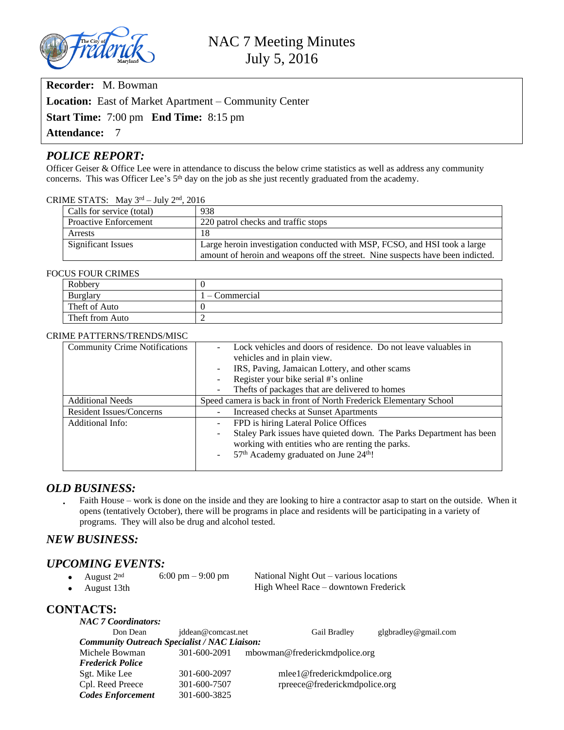# NAC 7 Meeting Minutes
## July 5, 2016

**Recorder:** M. Bowman

**Location:** East of Market Apartment – Community Center

**Start Time:** 7:00 pm **End Time:** 8:15 pm

**Attendance:** 7

## *POLICE REPORT:*

Officer Geiser & Office Lee were in attendance to discuss the below crime statistics as well as address any community concerns. This was Officer Lee's 5th day on the job as she just recently graduated from the academy.

CRIME STATS: May 3rd – July 2nd, 2016

| | |
|---|---|
| Calls for service (total) | 938 |
| Proactive Enforcement | 220 patrol checks and traffic stops |
| Arrests | 18 |
| Significant Issues | Large heroin investigation conducted with MSP, FCSO, and HSI took a large amount of heroin and weapons off the street. Nine suspects have been indicted. |

FOCUS FOUR CRIMES

| | |
|---|---|
| Robbery | 0 |
| Burglary | 1 – Commercial |
| Theft of Auto | 0 |
| Theft from Auto | 2 |

CRIME PATTERNS/TRENDS/MISC

| | |
|---|---|
| Community Crime Notifications | - Lock vehicles and doors of residence. Do not leave valuables in vehicles and in plain view.<br>- IRS, Paving, Jamaican Lottery, and other scams<br>- Register your bike serial #'s online<br>- Thefts of packages that are delivered to homes |
| Additional Needs | Speed camera is back in front of North Frederick Elementary School |
| Resident Issues/Concerns | - Increased checks at Sunset Apartments |
| Additional Info: | - FPD is hiring Lateral Police Offices<br>- Staley Park issues have quieted down. The Parks Department has been working with entities who are renting the parks.<br>- 57th Academy graduated on June 24th! |

## *OLD BUSINESS:*

- Faith House – work is done on the inside and they are looking to hire a contractor asap to start on the outside. When it opens (tentatively October), there will be programs in place and residents will be participating in a variety of programs. They will also be drug and alcohol tested.

## *NEW BUSINESS:*

## *UPCOMING EVENTS:*

- August 2nd — 6:00 pm – 9:00 pm — National Night Out – various locations
- August 13th — High Wheel Race – downtown Frederick

## CONTACTS:

***NAC 7 Coordinators:***

Don Dean — jddean@comcast.net — Gail Bradley — glgbradley@gmail.com

***Community Outreach Specialist / NAC Liaison:***

Michele Bowman — 301-600-2091 — mbowman@frederickmdpolice.org

***Frederick Police***

Sgt. Mike Lee — 301-600-2097 — mlee1@frederickmdpolice.org

Cpl. Reed Preece — 301-600-7507 — rpreece@frederickmdpolice.org

***Codes Enforcement*** — 301-600-3825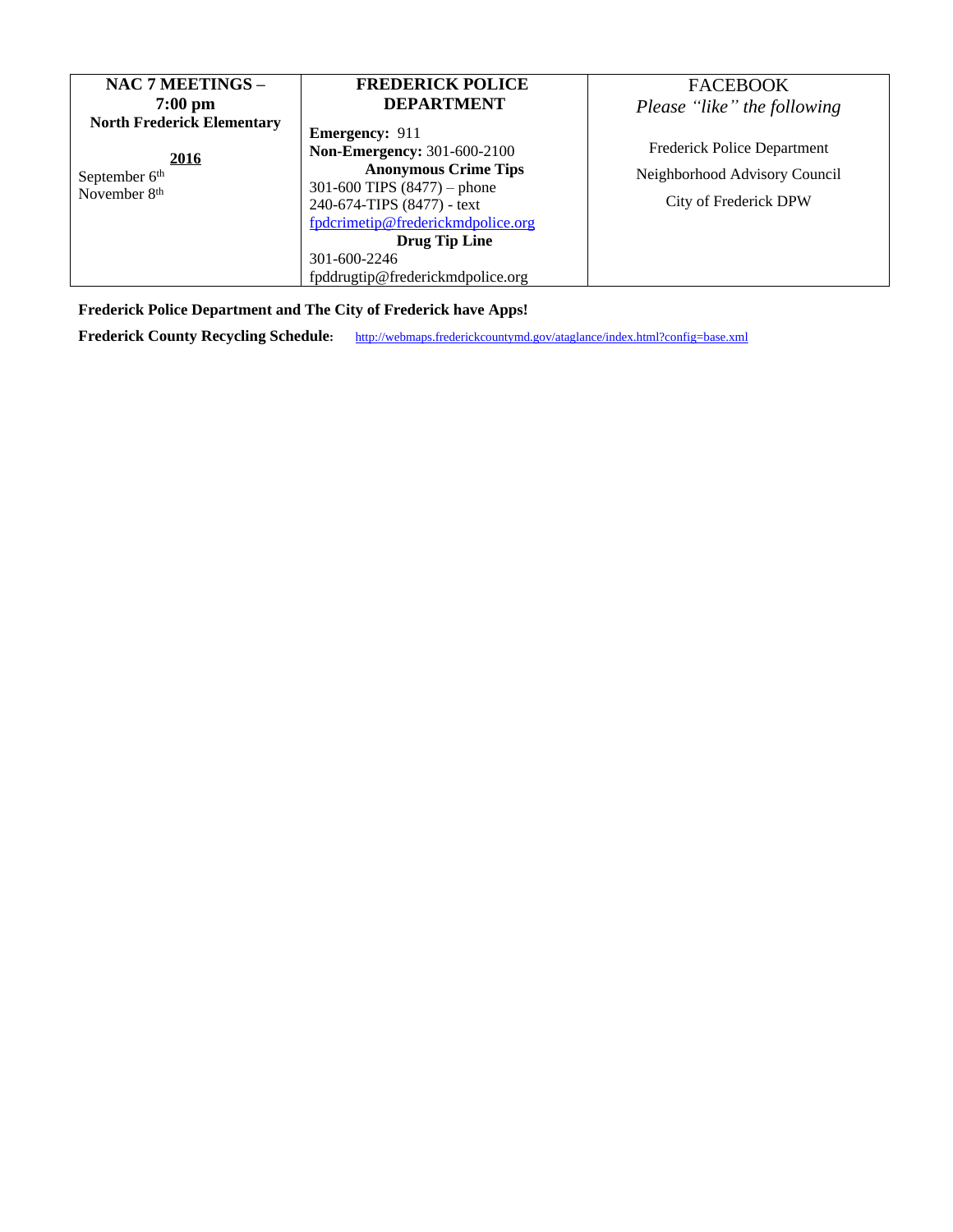| NAC 7 MEETINGS – 7:00 pm<br>North Frederick Elementary | FREDERICK POLICE DEPARTMENT | FACEBOOK<br>*Please "like" the following* |
| --- | --- | --- |
| **2016**<br>September 6th<br>November 8th | **Emergency:** 911<br>**Non-Emergency:** 301-600-2100<br>**Anonymous Crime Tips**<br>301-600 TIPS (8477) – phone<br>240-674-TIPS (8477) - text<br>fpdcrimetip@frederickmdpolice.org<br>**Drug Tip Line**<br>301-600-2246<br>fpddrugtip@frederickmdpolice.org | Frederick Police Department<br>Neighborhood Advisory Council<br>City of Frederick DPW |

**Frederick Police Department and The City of Frederick have Apps!**

**Frederick County Recycling Schedule:** http://webmaps.frederickcountymd.gov/ataglance/index.html?config=base.xml